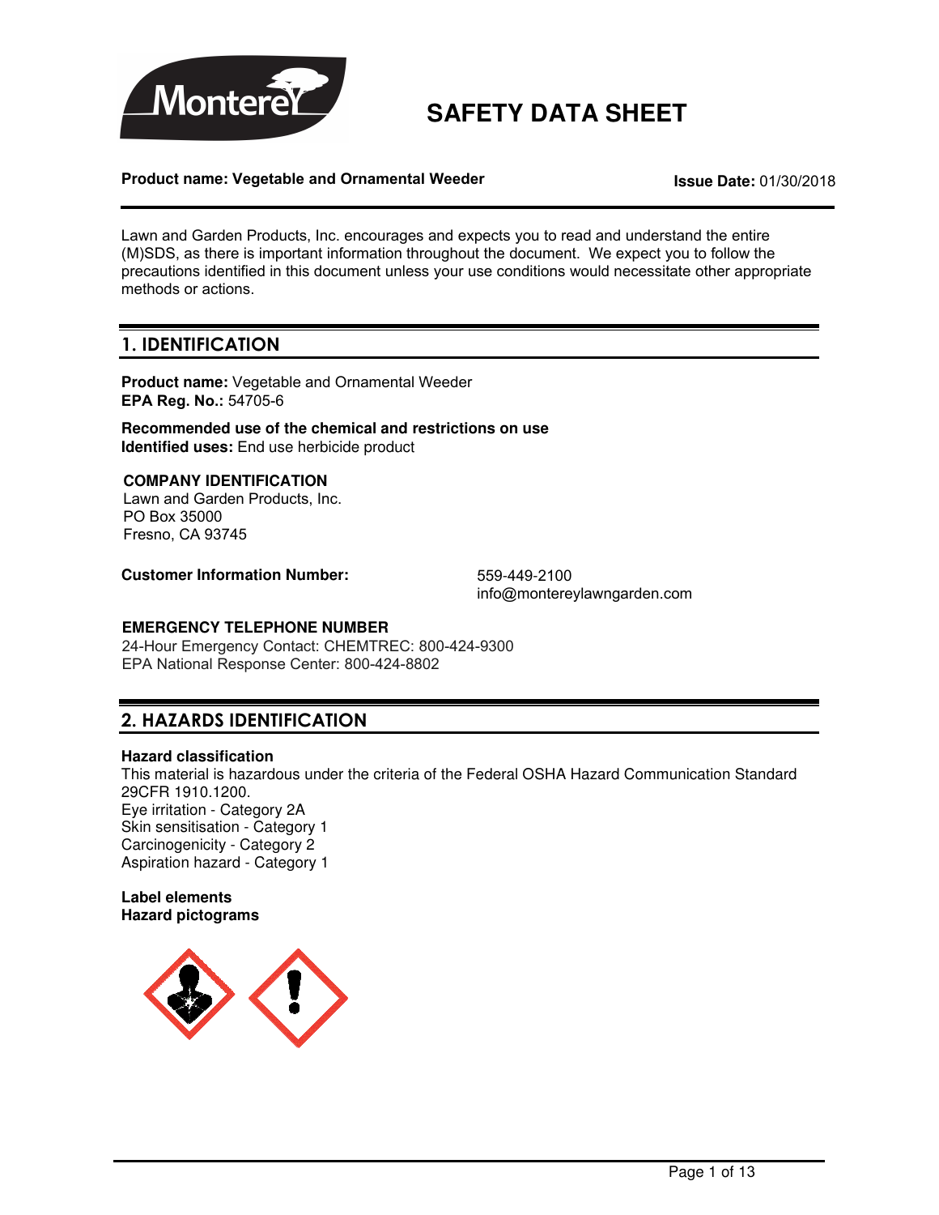# SAFETY DATA SHEET

**Product name: Vegetable and Ornamental Weeder** **Issue Date:** 01/30/2018

Lawn and Garden Products, Inc. encourages and expects you to read and understand the entire (M)SDS, as there is important information throughout the document. We expect you to follow the precautions identified in this document unless your use conditions would necessitate other appropriate methods or actions.

## 1. IDENTIFICATION

**Product name:** Vegetable and Ornamental Weeder
**EPA Reg. No.:** 54705-6

**Recommended use of the chemical and restrictions on use**
**Identified uses:** End use herbicide product

**COMPANY IDENTIFICATION**
Lawn and Garden Products, Inc.
PO Box 35000
Fresno, CA 93745

**Customer Information Number:** 559-449-2100
info@montereylawngarden.com

**EMERGENCY TELEPHONE NUMBER**
24-Hour Emergency Contact: CHEMTREC: 800-424-9300
EPA National Response Center: 800-424-8802

## 2. HAZARDS IDENTIFICATION

**Hazard classification**
This material is hazardous under the criteria of the Federal OSHA Hazard Communication Standard 29CFR 1910.1200.
Eye irritation - Category 2A
Skin sensitisation - Category 1
Carcinogenicity - Category 2
Aspiration hazard - Category 1

**Label elements**
**Hazard pictograms**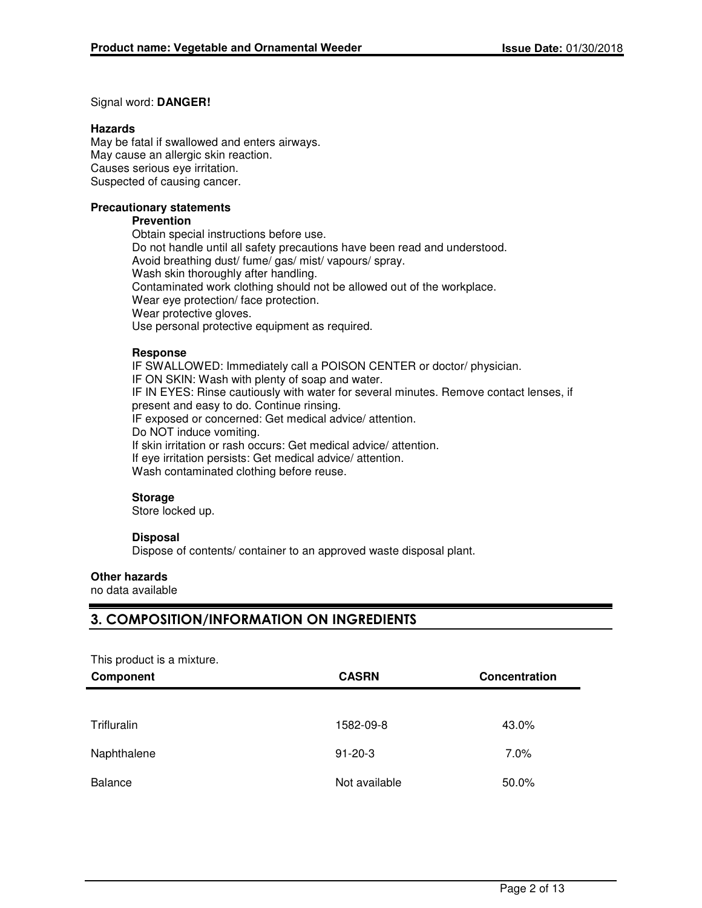Signal word: **DANGER!**

**Hazards**

May be fatal if swallowed and enters airways.
May cause an allergic skin reaction.
Causes serious eye irritation.
Suspected of causing cancer.

**Precautionary statements**

**Prevention**

Obtain special instructions before use.
Do not handle until all safety precautions have been read and understood.
Avoid breathing dust/ fume/ gas/ mist/ vapours/ spray.
Wash skin thoroughly after handling.
Contaminated work clothing should not be allowed out of the workplace.
Wear eye protection/ face protection.
Wear protective gloves.
Use personal protective equipment as required.

**Response**

IF SWALLOWED: Immediately call a POISON CENTER or doctor/ physician.
IF ON SKIN: Wash with plenty of soap and water.
IF IN EYES: Rinse cautiously with water for several minutes. Remove contact lenses, if present and easy to do. Continue rinsing.
IF exposed or concerned: Get medical advice/ attention.
Do NOT induce vomiting.
If skin irritation or rash occurs: Get medical advice/ attention.
If eye irritation persists: Get medical advice/ attention.
Wash contaminated clothing before reuse.

**Storage**

Store locked up.

**Disposal**

Dispose of contents/ container to an approved waste disposal plant.

**Other hazards**

no data available

## 3. COMPOSITION/INFORMATION ON INGREDIENTS

This product is a mixture.

| Component | CASRN | Concentration |
|---|---|---|
| Trifluralin | 1582-09-8 | 43.0% |
| Naphthalene | 91-20-3 | 7.0% |
| Balance | Not available | 50.0% |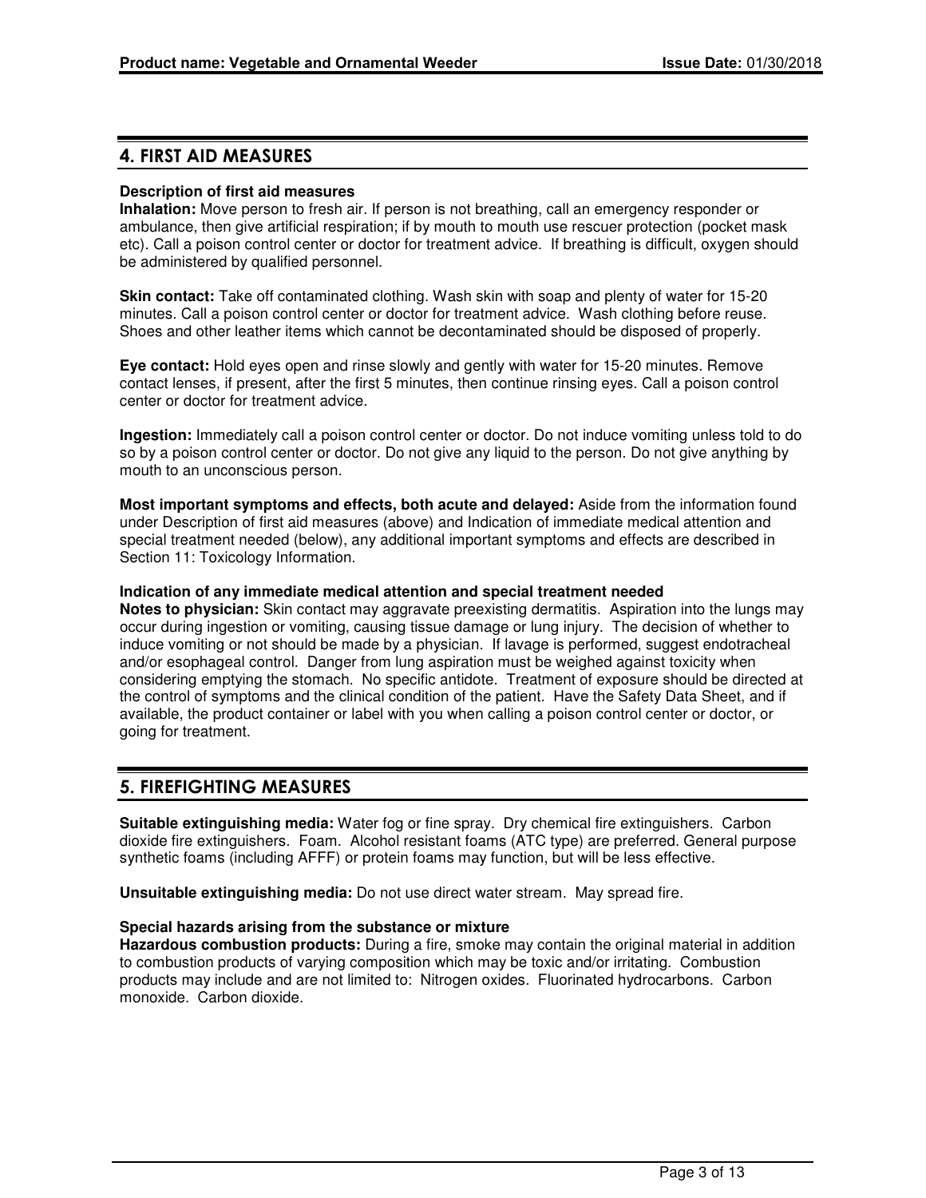## 4. FIRST AID MEASURES

**Description of first aid measures**

**Inhalation:** Move person to fresh air. If person is not breathing, call an emergency responder or ambulance, then give artificial respiration; if by mouth to mouth use rescuer protection (pocket mask etc). Call a poison control center or doctor for treatment advice. If breathing is difficult, oxygen should be administered by qualified personnel.

**Skin contact:** Take off contaminated clothing. Wash skin with soap and plenty of water for 15-20 minutes. Call a poison control center or doctor for treatment advice. Wash clothing before reuse. Shoes and other leather items which cannot be decontaminated should be disposed of properly.

**Eye contact:** Hold eyes open and rinse slowly and gently with water for 15-20 minutes. Remove contact lenses, if present, after the first 5 minutes, then continue rinsing eyes. Call a poison control center or doctor for treatment advice.

**Ingestion:** Immediately call a poison control center or doctor. Do not induce vomiting unless told to do so by a poison control center or doctor. Do not give any liquid to the person. Do not give anything by mouth to an unconscious person.

**Most important symptoms and effects, both acute and delayed:** Aside from the information found under Description of first aid measures (above) and Indication of immediate medical attention and special treatment needed (below), any additional important symptoms and effects are described in Section 11: Toxicology Information.

**Indication of any immediate medical attention and special treatment needed**

**Notes to physician:** Skin contact may aggravate preexisting dermatitis. Aspiration into the lungs may occur during ingestion or vomiting, causing tissue damage or lung injury. The decision of whether to induce vomiting or not should be made by a physician. If lavage is performed, suggest endotracheal and/or esophageal control. Danger from lung aspiration must be weighed against toxicity when considering emptying the stomach. No specific antidote. Treatment of exposure should be directed at the control of symptoms and the clinical condition of the patient. Have the Safety Data Sheet, and if available, the product container or label with you when calling a poison control center or doctor, or going for treatment.

## 5. FIREFIGHTING MEASURES

**Suitable extinguishing media:** Water fog or fine spray. Dry chemical fire extinguishers. Carbon dioxide fire extinguishers. Foam. Alcohol resistant foams (ATC type) are preferred. General purpose synthetic foams (including AFFF) or protein foams may function, but will be less effective.

**Unsuitable extinguishing media:** Do not use direct water stream. May spread fire.

**Special hazards arising from the substance or mixture**

**Hazardous combustion products:** During a fire, smoke may contain the original material in addition to combustion products of varying composition which may be toxic and/or irritating. Combustion products may include and are not limited to: Nitrogen oxides. Fluorinated hydrocarbons. Carbon monoxide. Carbon dioxide.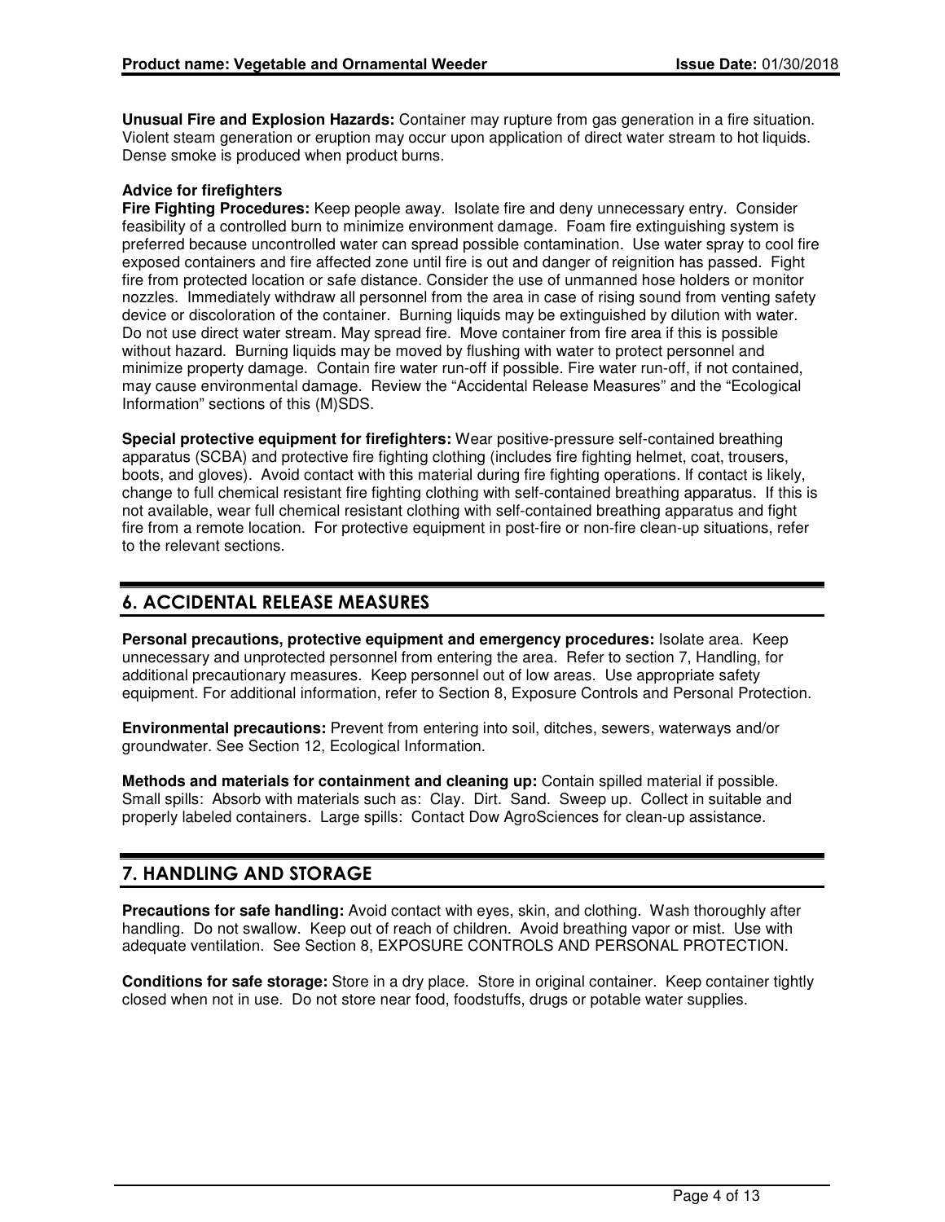**Unusual Fire and Explosion Hazards:** Container may rupture from gas generation in a fire situation. Violent steam generation or eruption may occur upon application of direct water stream to hot liquids. Dense smoke is produced when product burns.

**Advice for firefighters**

**Fire Fighting Procedures:** Keep people away. Isolate fire and deny unnecessary entry. Consider feasibility of a controlled burn to minimize environment damage. Foam fire extinguishing system is preferred because uncontrolled water can spread possible contamination. Use water spray to cool fire exposed containers and fire affected zone until fire is out and danger of reignition has passed. Fight fire from protected location or safe distance. Consider the use of unmanned hose holders or monitor nozzles. Immediately withdraw all personnel from the area in case of rising sound from venting safety device or discoloration of the container. Burning liquids may be extinguished by dilution with water. Do not use direct water stream. May spread fire. Move container from fire area if this is possible without hazard. Burning liquids may be moved by flushing with water to protect personnel and minimize property damage. Contain fire water run-off if possible. Fire water run-off, if not contained, may cause environmental damage. Review the "Accidental Release Measures" and the "Ecological Information" sections of this (M)SDS.

**Special protective equipment for firefighters:** Wear positive-pressure self-contained breathing apparatus (SCBA) and protective fire fighting clothing (includes fire fighting helmet, coat, trousers, boots, and gloves). Avoid contact with this material during fire fighting operations. If contact is likely, change to full chemical resistant fire fighting clothing with self-contained breathing apparatus. If this is not available, wear full chemical resistant clothing with self-contained breathing apparatus and fight fire from a remote location. For protective equipment in post-fire or non-fire clean-up situations, refer to the relevant sections.

## 6. ACCIDENTAL RELEASE MEASURES

**Personal precautions, protective equipment and emergency procedures:** Isolate area. Keep unnecessary and unprotected personnel from entering the area. Refer to section 7, Handling, for additional precautionary measures. Keep personnel out of low areas. Use appropriate safety equipment. For additional information, refer to Section 8, Exposure Controls and Personal Protection.

**Environmental precautions:** Prevent from entering into soil, ditches, sewers, waterways and/or groundwater. See Section 12, Ecological Information.

**Methods and materials for containment and cleaning up:** Contain spilled material if possible. Small spills: Absorb with materials such as: Clay. Dirt. Sand. Sweep up. Collect in suitable and properly labeled containers. Large spills: Contact Dow AgroSciences for clean-up assistance.

## 7. HANDLING AND STORAGE

**Precautions for safe handling:** Avoid contact with eyes, skin, and clothing. Wash thoroughly after handling. Do not swallow. Keep out of reach of children. Avoid breathing vapor or mist. Use with adequate ventilation. See Section 8, EXPOSURE CONTROLS AND PERSONAL PROTECTION.

**Conditions for safe storage:** Store in a dry place. Store in original container. Keep container tightly closed when not in use. Do not store near food, foodstuffs, drugs or potable water supplies.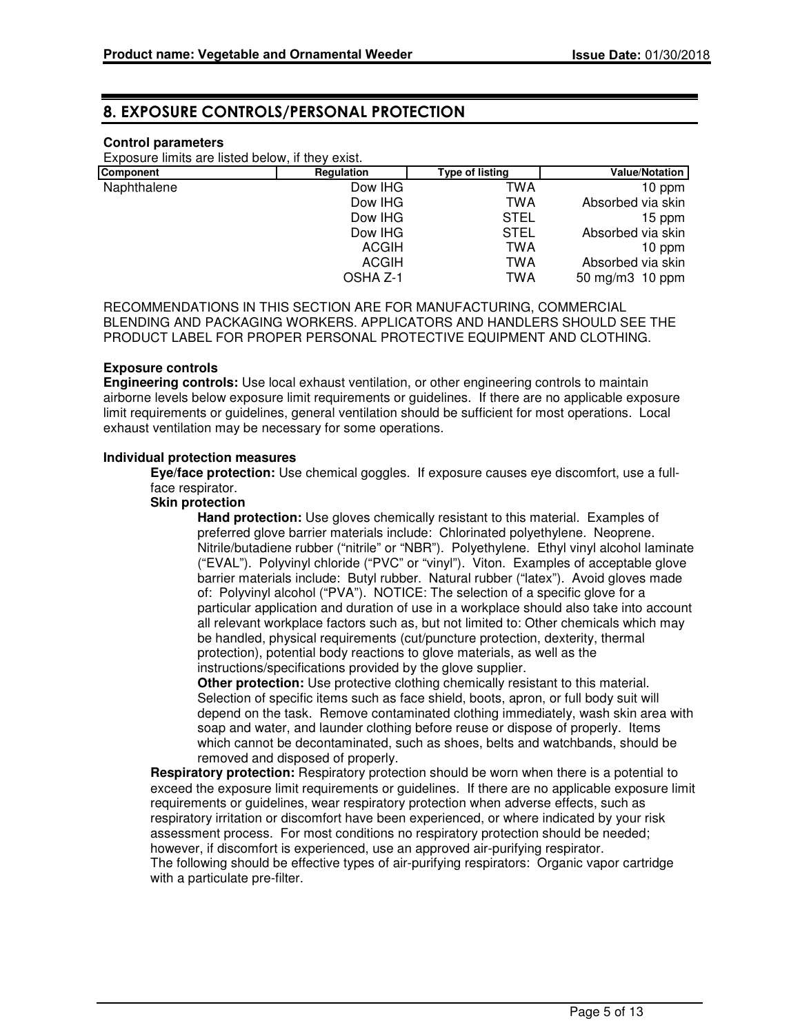## 8. EXPOSURE CONTROLS/PERSONAL PROTECTION

**Control parameters**

Exposure limits are listed below, if they exist.

| Component | Regulation | Type of listing | Value/Notation |
|---|---|---|---|
| Naphthalene | Dow IHG | TWA | 10 ppm |
| | Dow IHG | TWA | Absorbed via skin |
| | Dow IHG | STEL | 15 ppm |
| | Dow IHG | STEL | Absorbed via skin |
| | ACGIH | TWA | 10 ppm |
| | ACGIH | TWA | Absorbed via skin |
| | OSHA Z-1 | TWA | 50 mg/m3 10 ppm |

RECOMMENDATIONS IN THIS SECTION ARE FOR MANUFACTURING, COMMERCIAL BLENDING AND PACKAGING WORKERS. APPLICATORS AND HANDLERS SHOULD SEE THE PRODUCT LABEL FOR PROPER PERSONAL PROTECTIVE EQUIPMENT AND CLOTHING.

**Exposure controls**

**Engineering controls:** Use local exhaust ventilation, or other engineering controls to maintain airborne levels below exposure limit requirements or guidelines. If there are no applicable exposure limit requirements or guidelines, general ventilation should be sufficient for most operations. Local exhaust ventilation may be necessary for some operations.

**Individual protection measures**

**Eye/face protection:** Use chemical goggles. If exposure causes eye discomfort, use a full-face respirator.

**Skin protection**

**Hand protection:** Use gloves chemically resistant to this material. Examples of preferred glove barrier materials include: Chlorinated polyethylene. Neoprene. Nitrile/butadiene rubber ("nitrile" or "NBR"). Polyethylene. Ethyl vinyl alcohol laminate ("EVAL"). Polyvinyl chloride ("PVC" or "vinyl"). Viton. Examples of acceptable glove barrier materials include: Butyl rubber. Natural rubber ("latex"). Avoid gloves made of: Polyvinyl alcohol ("PVA"). NOTICE: The selection of a specific glove for a particular application and duration of use in a workplace should also take into account all relevant workplace factors such as, but not limited to: Other chemicals which may be handled, physical requirements (cut/puncture protection, dexterity, thermal protection), potential body reactions to glove materials, as well as the instructions/specifications provided by the glove supplier.

**Other protection:** Use protective clothing chemically resistant to this material. Selection of specific items such as face shield, boots, apron, or full body suit will depend on the task. Remove contaminated clothing immediately, wash skin area with soap and water, and launder clothing before reuse or dispose of properly. Items which cannot be decontaminated, such as shoes, belts and watchbands, should be removed and disposed of properly.

**Respiratory protection:** Respiratory protection should be worn when there is a potential to exceed the exposure limit requirements or guidelines. If there are no applicable exposure limit requirements or guidelines, wear respiratory protection when adverse effects, such as respiratory irritation or discomfort have been experienced, or where indicated by your risk assessment process. For most conditions no respiratory protection should be needed; however, if discomfort is experienced, use an approved air-purifying respirator.
The following should be effective types of air-purifying respirators: Organic vapor cartridge with a particulate pre-filter.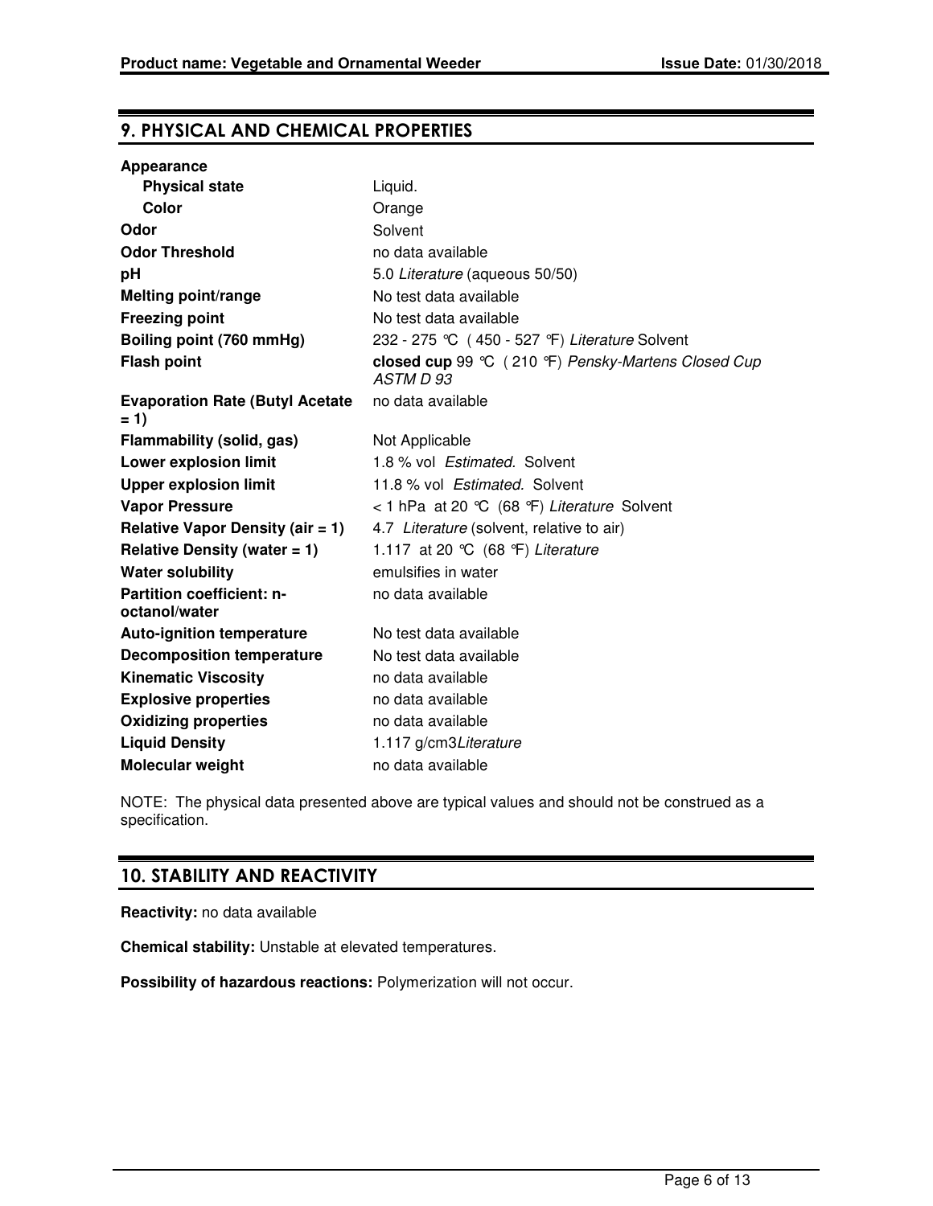## 9. PHYSICAL AND CHEMICAL PROPERTIES

| Property | Value |
|---|---|
| **Appearance** | |
| **Physical state** | Liquid. |
| **Color** | Orange |
| **Odor** | Solvent |
| **Odor Threshold** | no data available |
| **pH** | 5.0 *Literature* (aqueous 50/50) |
| **Melting point/range** | No test data available |
| **Freezing point** | No test data available |
| **Boiling point (760 mmHg)** | 232 - 275 ℃ ( 450 - 527 ℉) *Literature* Solvent |
| **Flash point** | **closed cup** 99 ℃ ( 210 ℉) *Pensky-Martens Closed Cup ASTM D 93* |
| **Evaporation Rate (Butyl Acetate = 1)** | no data available |
| **Flammability (solid, gas)** | Not Applicable |
| **Lower explosion limit** | 1.8 % vol *Estimated.* Solvent |
| **Upper explosion limit** | 11.8 % vol *Estimated.* Solvent |
| **Vapor Pressure** | < 1 hPa at 20 ℃ (68 ℉) *Literature* Solvent |
| **Relative Vapor Density (air = 1)** | 4.7 *Literature* (solvent, relative to air) |
| **Relative Density (water = 1)** | 1.117 at 20 ℃ (68 ℉) *Literature* |
| **Water solubility** | emulsifies in water |
| **Partition coefficient: n-octanol/water** | no data available |
| **Auto-ignition temperature** | No test data available |
| **Decomposition temperature** | No test data available |
| **Kinematic Viscosity** | no data available |
| **Explosive properties** | no data available |
| **Oxidizing properties** | no data available |
| **Liquid Density** | 1.117 g/cm3*Literature* |
| **Molecular weight** | no data available |

NOTE: The physical data presented above are typical values and should not be construed as a specification.

## 10. STABILITY AND REACTIVITY

**Reactivity:** no data available

**Chemical stability:** Unstable at elevated temperatures.

**Possibility of hazardous reactions:** Polymerization will not occur.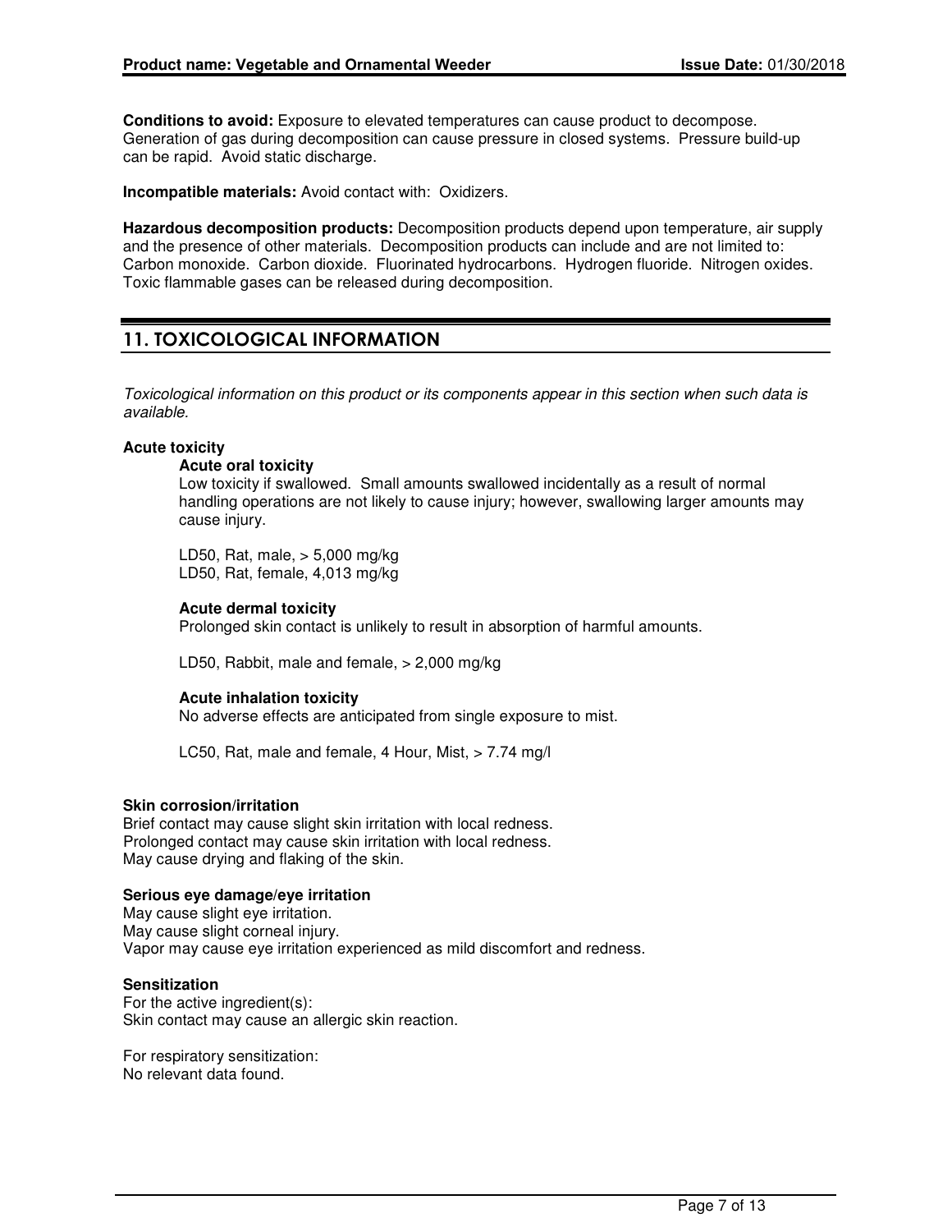**Conditions to avoid:** Exposure to elevated temperatures can cause product to decompose. Generation of gas during decomposition can cause pressure in closed systems. Pressure build-up can be rapid. Avoid static discharge.

**Incompatible materials:** Avoid contact with: Oxidizers.

**Hazardous decomposition products:** Decomposition products depend upon temperature, air supply and the presence of other materials. Decomposition products can include and are not limited to: Carbon monoxide. Carbon dioxide. Fluorinated hydrocarbons. Hydrogen fluoride. Nitrogen oxides. Toxic flammable gases can be released during decomposition.

## 11. TOXICOLOGICAL INFORMATION

*Toxicological information on this product or its components appear in this section when such data is available.*

**Acute toxicity**

**Acute oral toxicity**

Low toxicity if swallowed. Small amounts swallowed incidentally as a result of normal handling operations are not likely to cause injury; however, swallowing larger amounts may cause injury.

LD50, Rat, male, > 5,000 mg/kg
LD50, Rat, female, 4,013 mg/kg

**Acute dermal toxicity**

Prolonged skin contact is unlikely to result in absorption of harmful amounts.

LD50, Rabbit, male and female, > 2,000 mg/kg

**Acute inhalation toxicity**

No adverse effects are anticipated from single exposure to mist.

LC50, Rat, male and female, 4 Hour, Mist, > 7.74 mg/l

**Skin corrosion/irritation**

Brief contact may cause slight skin irritation with local redness.
Prolonged contact may cause skin irritation with local redness.
May cause drying and flaking of the skin.

**Serious eye damage/eye irritation**

May cause slight eye irritation.
May cause slight corneal injury.
Vapor may cause eye irritation experienced as mild discomfort and redness.

**Sensitization**

For the active ingredient(s):
Skin contact may cause an allergic skin reaction.

For respiratory sensitization:
No relevant data found.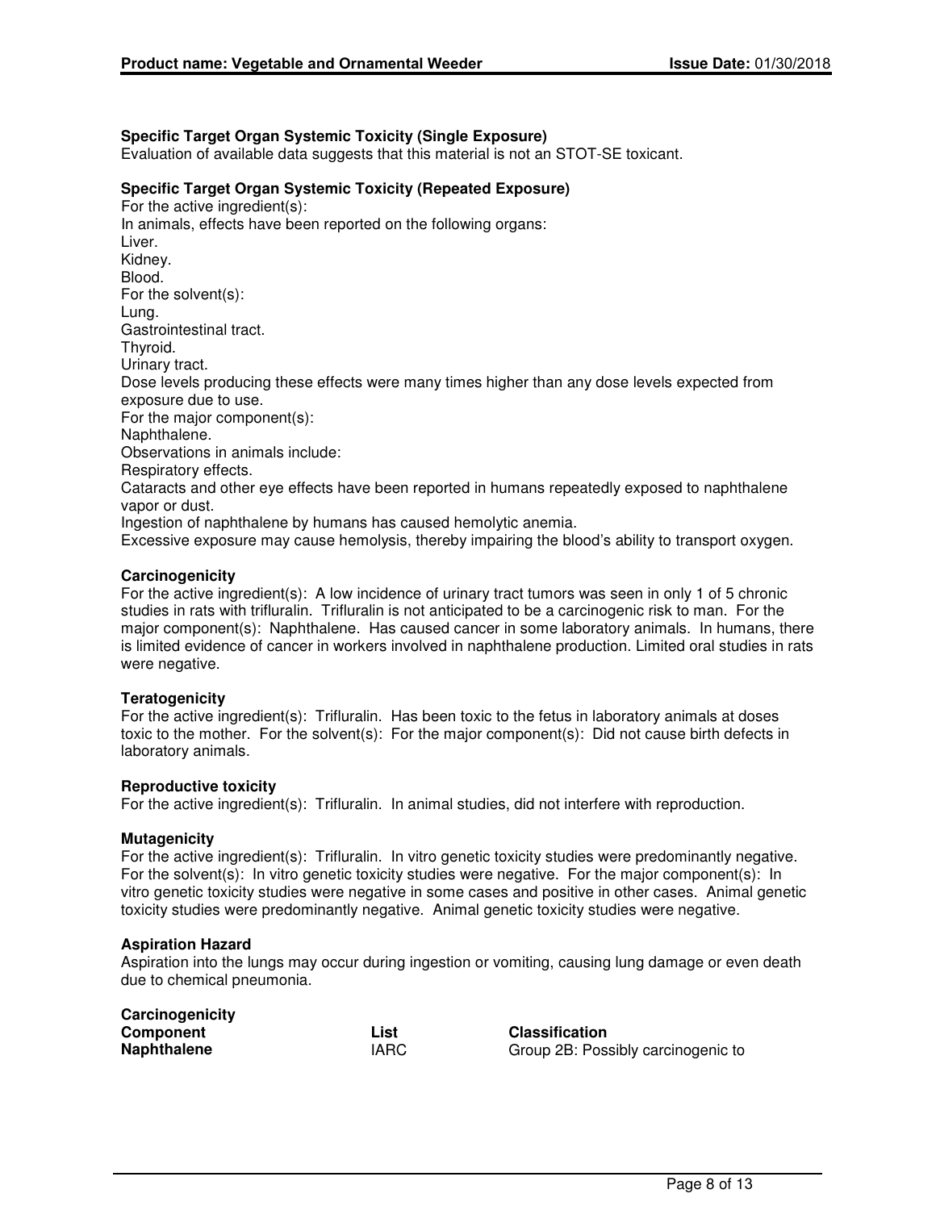### Specific Target Organ Systemic Toxicity (Single Exposure)

Evaluation of available data suggests that this material is not an STOT-SE toxicant.

### Specific Target Organ Systemic Toxicity (Repeated Exposure)

For the active ingredient(s):
In animals, effects have been reported on the following organs:
Liver.
Kidney.
Blood.
For the solvent(s):
Lung.
Gastrointestinal tract.
Thyroid.
Urinary tract.
Dose levels producing these effects were many times higher than any dose levels expected from exposure due to use.
For the major component(s):
Naphthalene.
Observations in animals include:
Respiratory effects.
Cataracts and other eye effects have been reported in humans repeatedly exposed to naphthalene vapor or dust.
Ingestion of naphthalene by humans has caused hemolytic anemia.
Excessive exposure may cause hemolysis, thereby impairing the blood's ability to transport oxygen.

### Carcinogenicity

For the active ingredient(s): A low incidence of urinary tract tumors was seen in only 1 of 5 chronic studies in rats with trifluralin. Trifluralin is not anticipated to be a carcinogenic risk to man. For the major component(s): Naphthalene. Has caused cancer in some laboratory animals. In humans, there is limited evidence of cancer in workers involved in naphthalene production. Limited oral studies in rats were negative.

### Teratogenicity

For the active ingredient(s): Trifluralin. Has been toxic to the fetus in laboratory animals at doses toxic to the mother. For the solvent(s): For the major component(s): Did not cause birth defects in laboratory animals.

### Reproductive toxicity

For the active ingredient(s): Trifluralin. In animal studies, did not interfere with reproduction.

### Mutagenicity

For the active ingredient(s): Trifluralin. In vitro genetic toxicity studies were predominantly negative. For the solvent(s): In vitro genetic toxicity studies were negative. For the major component(s): In vitro genetic toxicity studies were negative in some cases and positive in other cases. Animal genetic toxicity studies were predominantly negative. Animal genetic toxicity studies were negative.

### Aspiration Hazard

Aspiration into the lungs may occur during ingestion or vomiting, causing lung damage or even death due to chemical pneumonia.

**Carcinogenicity**

| Component | List | Classification |
|---|---|---|
| **Naphthalene** | IARC | Group 2B: Possibly carcinogenic to |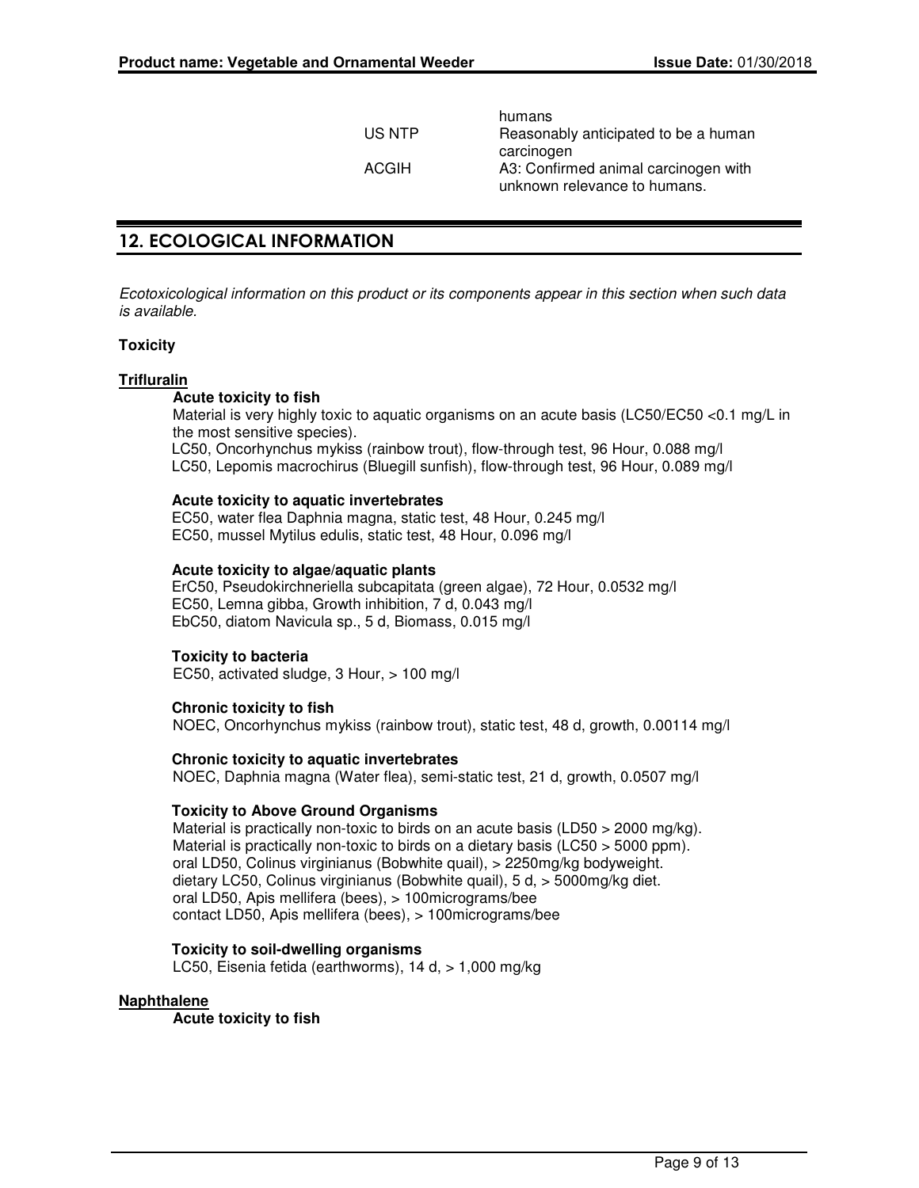| | |
|---|---|
| | humans |
| US NTP | Reasonably anticipated to be a human carcinogen |
| ACGIH | A3: Confirmed animal carcinogen with unknown relevance to humans. |

## 12. ECOLOGICAL INFORMATION

*Ecotoxicological information on this product or its components appear in this section when such data is available.*

**Toxicity**

**Trifluralin**

**Acute toxicity to fish**

Material is very highly toxic to aquatic organisms on an acute basis (LC50/EC50 <0.1 mg/L in the most sensitive species).
LC50, Oncorhynchus mykiss (rainbow trout), flow-through test, 96 Hour, 0.088 mg/l
LC50, Lepomis macrochirus (Bluegill sunfish), flow-through test, 96 Hour, 0.089 mg/l

**Acute toxicity to aquatic invertebrates**

EC50, water flea Daphnia magna, static test, 48 Hour, 0.245 mg/l
EC50, mussel Mytilus edulis, static test, 48 Hour, 0.096 mg/l

**Acute toxicity to algae/aquatic plants**

ErC50, Pseudokirchneriella subcapitata (green algae), 72 Hour, 0.0532 mg/l
EC50, Lemna gibba, Growth inhibition, 7 d, 0.043 mg/l
EbC50, diatom Navicula sp., 5 d, Biomass, 0.015 mg/l

**Toxicity to bacteria**

EC50, activated sludge, 3 Hour, > 100 mg/l

**Chronic toxicity to fish**

NOEC, Oncorhynchus mykiss (rainbow trout), static test, 48 d, growth, 0.00114 mg/l

**Chronic toxicity to aquatic invertebrates**

NOEC, Daphnia magna (Water flea), semi-static test, 21 d, growth, 0.0507 mg/l

**Toxicity to Above Ground Organisms**

Material is practically non-toxic to birds on an acute basis (LD50 > 2000 mg/kg).
Material is practically non-toxic to birds on a dietary basis (LC50 > 5000 ppm).
oral LD50, Colinus virginianus (Bobwhite quail), > 2250mg/kg bodyweight.
dietary LC50, Colinus virginianus (Bobwhite quail), 5 d, > 5000mg/kg diet.
oral LD50, Apis mellifera (bees), > 100micrograms/bee
contact LD50, Apis mellifera (bees), > 100micrograms/bee

**Toxicity to soil-dwelling organisms**

LC50, Eisenia fetida (earthworms), 14 d, > 1,000 mg/kg

**Naphthalene**

**Acute toxicity to fish**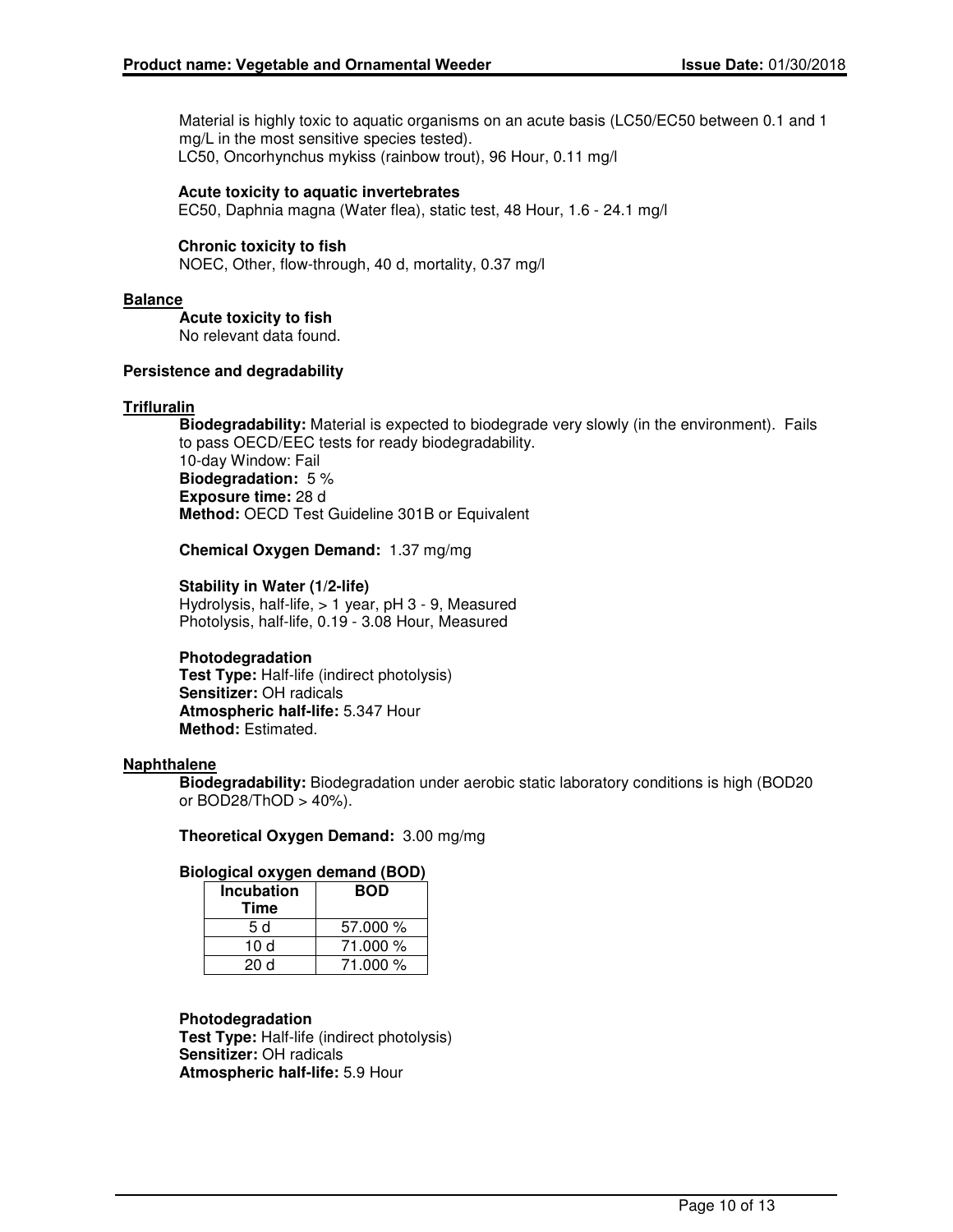Material is highly toxic to aquatic organisms on an acute basis (LC50/EC50 between 0.1 and 1 mg/L in the most sensitive species tested).
LC50, Oncorhynchus mykiss (rainbow trout), 96 Hour, 0.11 mg/l

**Acute toxicity to aquatic invertebrates**
EC50, Daphnia magna (Water flea), static test, 48 Hour, 1.6 - 24.1 mg/l

**Chronic toxicity to fish**
NOEC, Other, flow-through, 40 d, mortality, 0.37 mg/l

**Balance**

**Acute toxicity to fish**
No relevant data found.

**Persistence and degradability**

**Trifluralin**

**Biodegradability:** Material is expected to biodegrade very slowly (in the environment). Fails to pass OECD/EEC tests for ready biodegradability.
10-day Window: Fail
**Biodegradation:** 5 %
**Exposure time:** 28 d
**Method:** OECD Test Guideline 301B or Equivalent

**Chemical Oxygen Demand:** 1.37 mg/mg

**Stability in Water (1/2-life)**
Hydrolysis, half-life, > 1 year, pH 3 - 9, Measured
Photolysis, half-life, 0.19 - 3.08 Hour, Measured

**Photodegradation**
**Test Type:** Half-life (indirect photolysis)
**Sensitizer:** OH radicals
**Atmospheric half-life:** 5.347 Hour
**Method:** Estimated.

**Naphthalene**

**Biodegradability:** Biodegradation under aerobic static laboratory conditions is high (BOD20 or BOD28/ThOD > 40%).

**Theoretical Oxygen Demand:** 3.00 mg/mg

**Biological oxygen demand (BOD)**

| Incubation Time | BOD |
|---|---|
| 5 d | 57.000 % |
| 10 d | 71.000 % |
| 20 d | 71.000 % |

**Photodegradation**
**Test Type:** Half-life (indirect photolysis)
**Sensitizer:** OH radicals
**Atmospheric half-life:** 5.9 Hour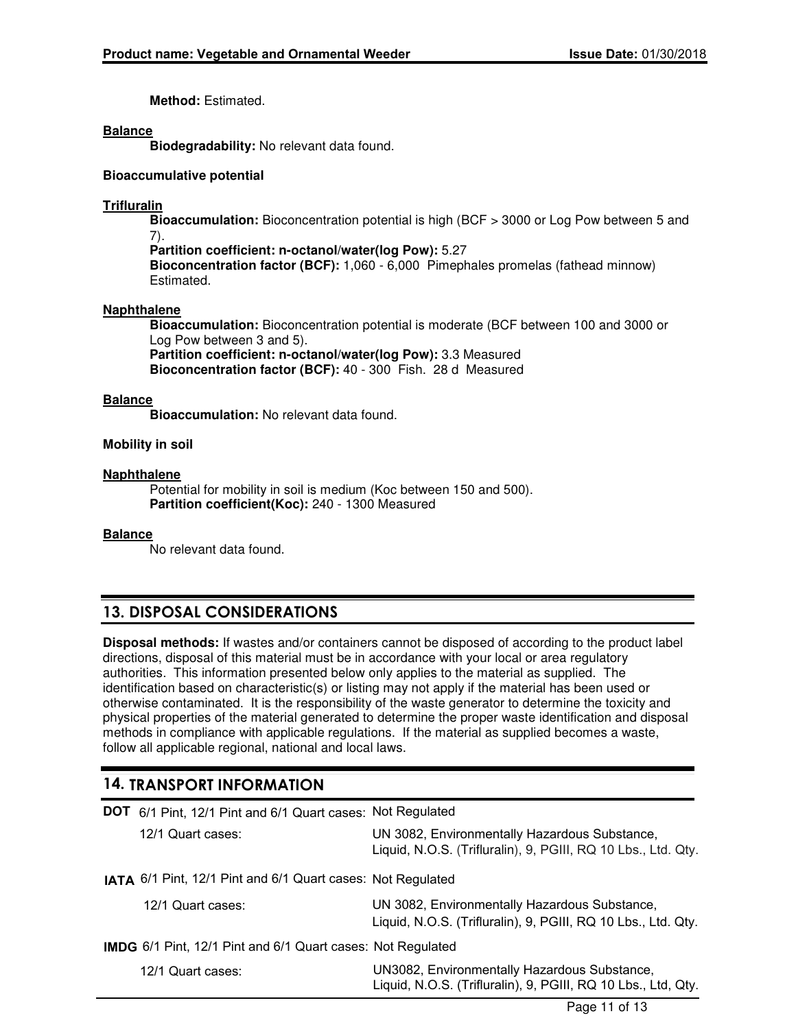**Method:** Estimated.

**Balance**

**Biodegradability:** No relevant data found.

**Bioaccumulative potential**

**Trifluralin**

**Bioaccumulation:** Bioconcentration potential is high (BCF > 3000 or Log Pow between 5 and 7).
**Partition coefficient: n-octanol/water(log Pow):** 5.27
**Bioconcentration factor (BCF):** 1,060 - 6,000 Pimephales promelas (fathead minnow) Estimated.

**Naphthalene**

**Bioaccumulation:** Bioconcentration potential is moderate (BCF between 100 and 3000 or Log Pow between 3 and 5).
**Partition coefficient: n-octanol/water(log Pow):** 3.3 Measured
**Bioconcentration factor (BCF):** 40 - 300 Fish. 28 d Measured

**Balance**

**Bioaccumulation:** No relevant data found.

**Mobility in soil**

**Naphthalene**

Potential for mobility in soil is medium (Koc between 150 and 500).
**Partition coefficient(Koc):** 240 - 1300 Measured

**Balance**

No relevant data found.

## 13. DISPOSAL CONSIDERATIONS

**Disposal methods:** If wastes and/or containers cannot be disposed of according to the product label directions, disposal of this material must be in accordance with your local or area regulatory authorities. This information presented below only applies to the material as supplied. The identification based on characteristic(s) or listing may not apply if the material has been used or otherwise contaminated. It is the responsibility of the waste generator to determine the toxicity and physical properties of the material generated to determine the proper waste identification and disposal methods in compliance with applicable regulations. If the material as supplied becomes a waste, follow all applicable regional, national and local laws.

## 14. TRANSPORT INFORMATION

| | | |
|---|---|---|
| **DOT** | 6/1 Pint, 12/1 Pint and 6/1 Quart cases: | Not Regulated |
| | 12/1 Quart cases: | UN 3082, Environmentally Hazardous Substance, Liquid, N.O.S. (Trifluralin), 9, PGIII, RQ 10 Lbs., Ltd. Qty. |
| **IATA** | 6/1 Pint, 12/1 Pint and 6/1 Quart cases: | Not Regulated |
| | 12/1 Quart cases: | UN 3082, Environmentally Hazardous Substance, Liquid, N.O.S. (Trifluralin), 9, PGIII, RQ 10 Lbs., Ltd. Qty. |
| **IMDG** | 6/1 Pint, 12/1 Pint and 6/1 Quart cases: | Not Regulated |
| | 12/1 Quart cases: | UN3082, Environmentally Hazardous Substance, Liquid, N.O.S. (Trifluralin), 9, PGIII, RQ 10 Lbs., Ltd, Qty. |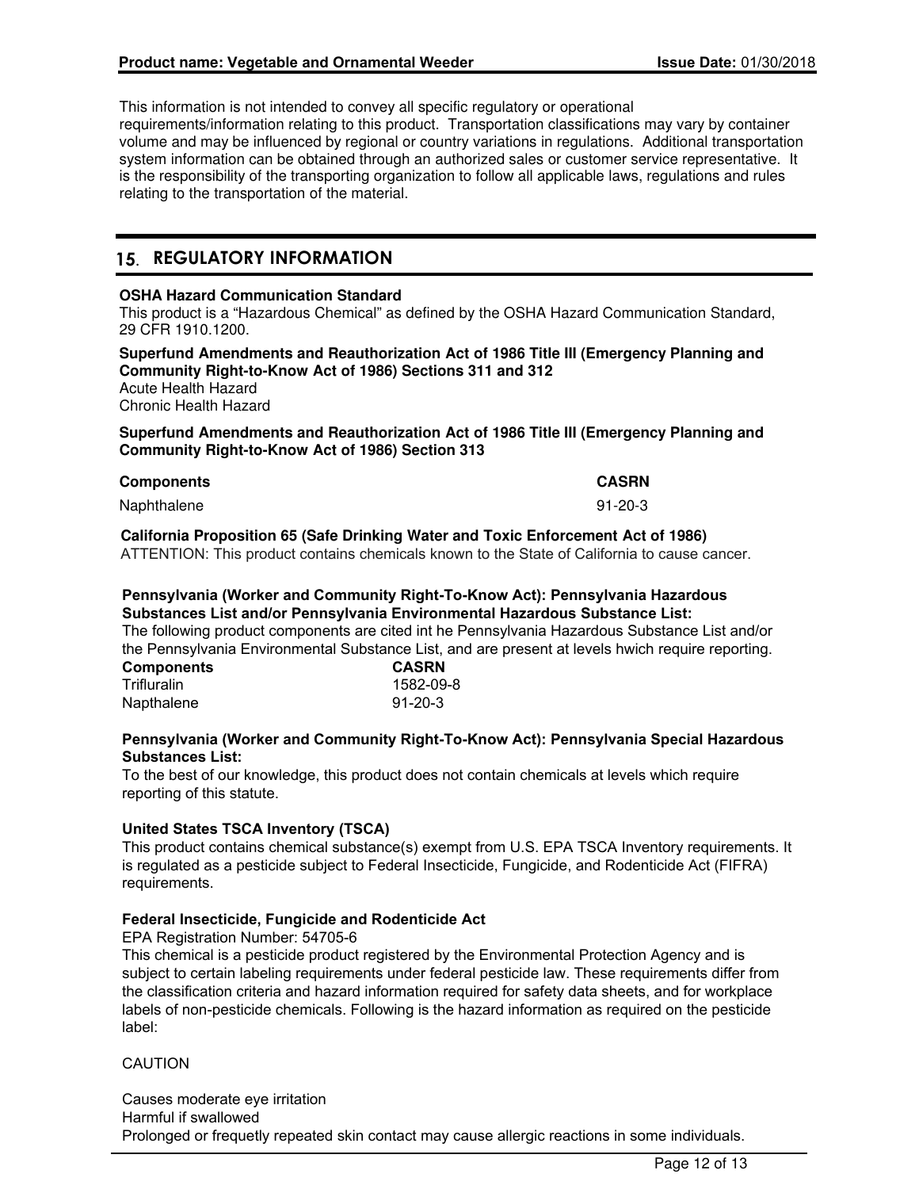This information is not intended to convey all specific regulatory or operational requirements/information relating to this product. Transportation classifications may vary by container volume and may be influenced by regional or country variations in regulations. Additional transportation system information can be obtained through an authorized sales or customer service representative. It is the responsibility of the transporting organization to follow all applicable laws, regulations and rules relating to the transportation of the material.

## 15. REGULATORY INFORMATION

**OSHA Hazard Communication Standard**
This product is a "Hazardous Chemical" as defined by the OSHA Hazard Communication Standard, 29 CFR 1910.1200.

**Superfund Amendments and Reauthorization Act of 1986 Title III (Emergency Planning and Community Right-to-Know Act of 1986) Sections 311 and 312**
Acute Health Hazard
Chronic Health Hazard

**Superfund Amendments and Reauthorization Act of 1986 Title III (Emergency Planning and Community Right-to-Know Act of 1986) Section 313**

| Components | CASRN |
|---|---|
| Naphthalene | 91-20-3 |

**California Proposition 65 (Safe Drinking Water and Toxic Enforcement Act of 1986)**
ATTENTION: This product contains chemicals known to the State of California to cause cancer.

**Pennsylvania (Worker and Community Right-To-Know Act): Pennsylvania Hazardous Substances List and/or Pennsylvania Environmental Hazardous Substance List:**
The following product components are cited int he Pennsylvania Hazardous Substance List and/or the Pennsylvania Environmental Substance List, and are present at levels hwich require reporting.

| Components | CASRN |
|---|---|
| Trifluralin | 1582-09-8 |
| Napthalene | 91-20-3 |

**Pennsylvania (Worker and Community Right-To-Know Act): Pennsylvania Special Hazardous Substances List:**
To the best of our knowledge, this product does not contain chemicals at levels which require reporting of this statute.

**United States TSCA Inventory (TSCA)**
This product contains chemical substance(s) exempt from U.S. EPA TSCA Inventory requirements. It is regulated as a pesticide subject to Federal Insecticide, Fungicide, and Rodenticide Act (FIFRA) requirements.

**Federal Insecticide, Fungicide and Rodenticide Act**
EPA Registration Number: 54705-6
This chemical is a pesticide product registered by the Environmental Protection Agency and is subject to certain labeling requirements under federal pesticide law. These requirements differ from the classification criteria and hazard information required for safety data sheets, and for workplace labels of non-pesticide chemicals. Following is the hazard information as required on the pesticide label:

CAUTION

Causes moderate eye irritation
Harmful if swallowed
Prolonged or frequetly repeated skin contact may cause allergic reactions in some individuals.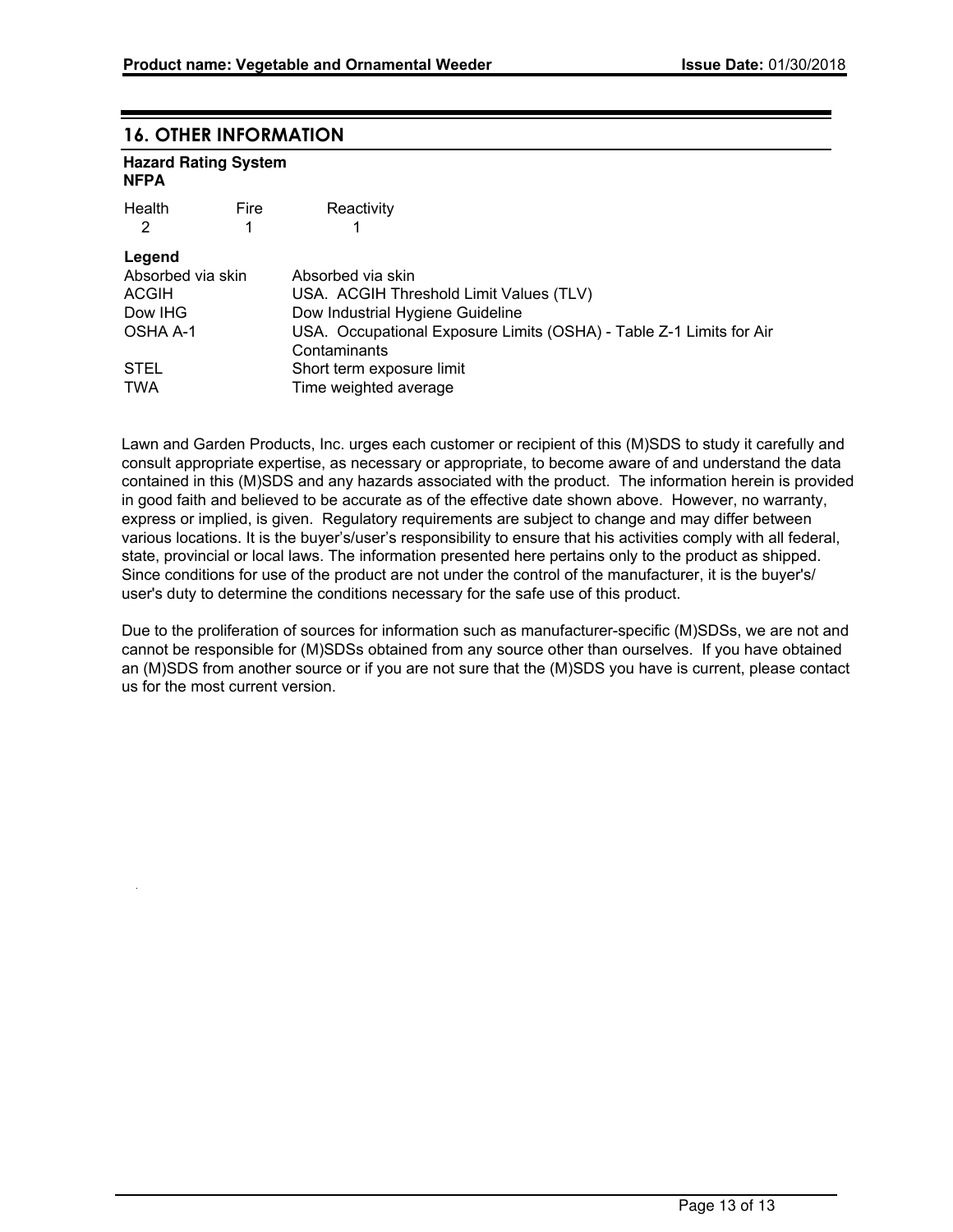## 16. OTHER INFORMATION

**Hazard Rating System**
**NFPA**

| Health | Fire | Reactivity |
| --- | --- | --- |
| 2 | 1 | 1 |

**Legend**

| | |
| --- | --- |
| Absorbed via skin | Absorbed via skin |
| ACGIH | USA. ACGIH Threshold Limit Values (TLV) |
| Dow IHG | Dow Industrial Hygiene Guideline |
| OSHA A-1 | USA. Occupational Exposure Limits (OSHA) - Table Z-1 Limits for Air Contaminants |
| STEL | Short term exposure limit |
| TWA | Time weighted average |

Lawn and Garden Products, Inc. urges each customer or recipient of this (M)SDS to study it carefully and consult appropriate expertise, as necessary or appropriate, to become aware of and understand the data contained in this (M)SDS and any hazards associated with the product. The information herein is provided in good faith and believed to be accurate as of the effective date shown above. However, no warranty, express or implied, is given. Regulatory requirements are subject to change and may differ between various locations. It is the buyer's/user's responsibility to ensure that his activities comply with all federal, state, provincial or local laws. The information presented here pertains only to the product as shipped. Since conditions for use of the product are not under the control of the manufacturer, it is the buyer's/ user's duty to determine the conditions necessary for the safe use of this product.

Due to the proliferation of sources for information such as manufacturer-specific (M)SDSs, we are not and cannot be responsible for (M)SDSs obtained from any source other than ourselves. If you have obtained an (M)SDS from another source or if you are not sure that the (M)SDS you have is current, please contact us for the most current version.